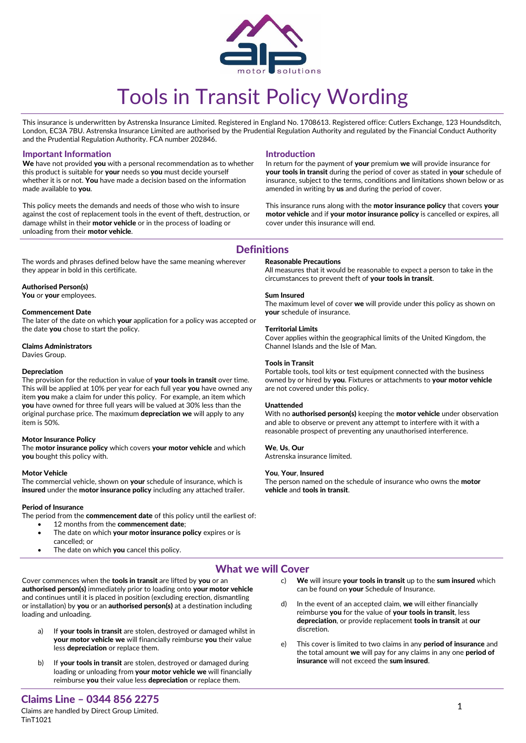# Tools in Transit Policy Wording

This insurance is underwritten by Astrenska Insurance Limited. Registered in England No. 1708613. Registered office: Cutlers Exchange, 123 Houndsditch, London, EC3A 7BU. Astrenska Insurance Limited are authorised by the Prudential Regulation Authority and regulated by the Financial Conduct Authority and the Prudential Regulation Authority. FCA number 202846.

## Important Information

**We** have not provided **you** with a personal recommendation as to whether this product is suitable for **your** needs so **you** must decide yourself whether it is or not. **You** have made a decision based on the information made available to **you**.

This policy meets the demands and needs of those who wish to insure against the cost of replacement tools in the event of theft, destruction, or damage whilst in their **motor vehicle** or in the process of loading or unloading from their **motor vehicle**.

## Introduction

In return for the payment of **your** premium **we** will provide insurance for **your tools in transit** during the period of cover as stated in **your** schedule of insurance, subject to the terms, conditions and limitations shown below or as amended in writing by **us** and during the period of cover.

This insurance runs along with the **motor insurance policy** that covers **your motor vehicle** and if **your motor insurance policy** is cancelled or expires, all cover under this insurance will end.

## Definitions

The words and phrases defined below have the same meaning wherever they appear in bold in this certificate.

**Authorised Person(s)**
**You** or **your** employees.

**Commencement Date**
The later of the date on which **your** application for a policy was accepted or the date **you** chose to start the policy.

**Claims Administrators**
Davies Group.

**Depreciation**
The provision for the reduction in value of **your tools in transit** over time. This will be applied at 10% per year for each full year **you** have owned any item **you** make a claim for under this policy. For example, an item which **you** have owned for three full years will be valued at 30% less than the original purchase price. The maximum **depreciation we** will apply to any item is 50%.

**Motor Insurance Policy**
The **motor insurance policy** which covers **your motor vehicle** and which **you** bought this policy with.

**Motor Vehicle**
The commercial vehicle, shown on **your** schedule of insurance, which is **insured** under the **motor insurance policy** including any attached trailer.

**Period of Insurance**
The period from the **commencement date** of this policy until the earliest of:

- 12 months from the **commencement date**;
- The date on which **your motor insurance policy** expires or is cancelled; or
- The date on which **you** cancel this policy.

**Reasonable Precautions**
All measures that it would be reasonable to expect a person to take in the circumstances to prevent theft of **your tools in transit**.

**Sum Insured**
The maximum level of cover **we** will provide under this policy as shown on **your** schedule of insurance.

**Territorial Limits**
Cover applies within the geographical limits of the United Kingdom, the Channel Islands and the Isle of Man.

**Tools in Transit**
Portable tools, tool kits or test equipment connected with the business owned by or hired by **you**. Fixtures or attachments to **your motor vehicle** are not covered under this policy.

**Unattended**
With no **authorised person(s)** keeping the **motor vehicle** under observation and able to observe or prevent any attempt to interfere with it with a reasonable prospect of preventing any unauthorised interference.

**We**, **Us**, **Our**
Astrenska insurance limited.

**You**, **Your**, **Insured**
The person named on the schedule of insurance who owns the **motor vehicle** and **tools in transit**.

## What we will Cover

Cover commences when the **tools in transit** are lifted by **you** or an **authorised person(s)** immediately prior to loading onto **your motor vehicle** and continues until it is placed in position (excluding erection, dismantling or installation) by **you** or an **authorised person(s)** at a destination including loading and unloading.

a) If **your tools in transit** are stolen, destroyed or damaged whilst in **your motor vehicle we** will financially reimburse **you** their value less **depreciation** or replace them.

b) If **your tools in transit** are stolen, destroyed or damaged during loading or unloading from **your motor vehicle we** will financially reimburse **you** their value less **depreciation** or replace them.

c) **We** will insure **your tools in transit** up to the **sum insured** which can be found on **your** Schedule of Insurance.

d) In the event of an accepted claim, **we** will either financially reimburse **you** for the value of **your tools in transit**, less **depreciation**, or provide replacement **tools in transit** at **our** discretion.

e) This cover is limited to two claims in any **period of insurance** and the total amount **we** will pay for any claims in any one **period of insurance** will not exceed the **sum insured**.

## Claims Line – 0344 856 2275

Claims are handled by Direct Group Limited.
TinT1021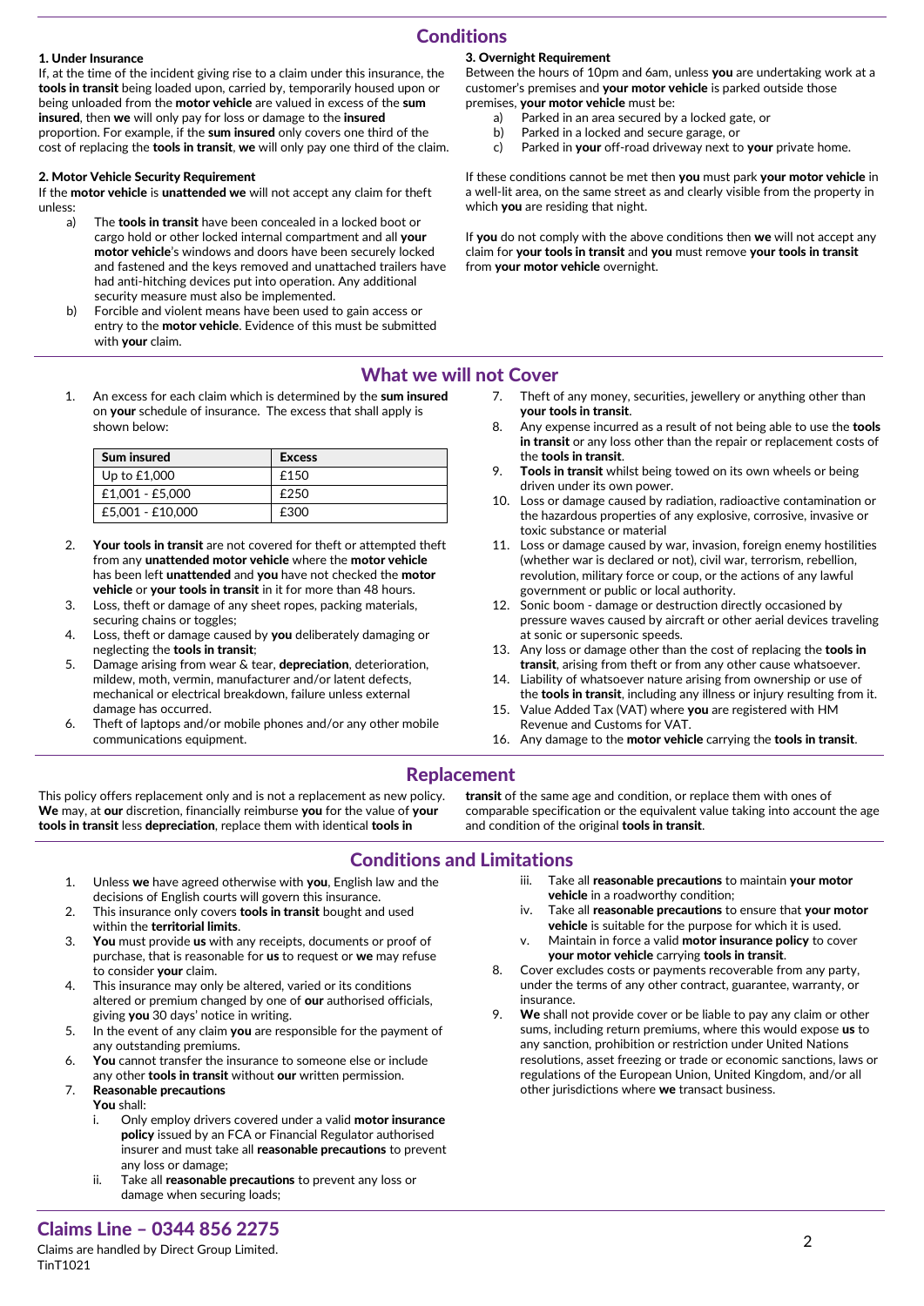## Conditions

### 1. Under Insurance

If, at the time of the incident giving rise to a claim under this insurance, the **tools in transit** being loaded upon, carried by, temporarily housed upon or being unloaded from the **motor vehicle** are valued in excess of the **sum insured**, then **we** will only pay for loss or damage to the **insured** proportion. For example, if the **sum insured** only covers one third of the cost of replacing the **tools in transit**, **we** will only pay one third of the claim.

### 2. Motor Vehicle Security Requirement

If the **motor vehicle** is **unattended we** will not accept any claim for theft unless:

a) The **tools in transit** have been concealed in a locked boot or cargo hold or other locked internal compartment and all **your motor vehicle**'s windows and doors have been securely locked and fastened and the keys removed and unattached trailers have had anti-hitching devices put into operation. Any additional security measure must also be implemented.

b) Forcible and violent means have been used to gain access or entry to the **motor vehicle**. Evidence of this must be submitted with **your** claim.

### 3. Overnight Requirement

Between the hours of 10pm and 6am, unless **you** are undertaking work at a customer's premises and **your motor vehicle** is parked outside those premises, **your motor vehicle** must be:

a) Parked in an area secured by a locked gate, or

b) Parked in a locked and secure garage, or

c) Parked in **your** off-road driveway next to **your** private home.

If these conditions cannot be met then **you** must park **your motor vehicle** in a well-lit area, on the same street as and clearly visible from the property in which **you** are residing that night.

If **you** do not comply with the above conditions then **we** will not accept any claim for **your tools in transit** and **you** must remove **your tools in transit** from **your motor vehicle** overnight.

## What we will not Cover

1. An excess for each claim which is determined by the **sum insured** on **your** schedule of insurance. The excess that shall apply is shown below:

| Sum insured | Excess |
|---|---|
| Up to £1,000 | £150 |
| £1,001 - £5,000 | £250 |
| £5,001 - £10,000 | £300 |

2. **Your tools in transit** are not covered for theft or attempted theft from any **unattended motor vehicle** where the **motor vehicle** has been left **unattended** and **you** have not checked the **motor vehicle** or **your tools in transit** in it for more than 48 hours.
3. Loss, theft or damage of any sheet ropes, packing materials, securing chains or toggles;
4. Loss, theft or damage caused by **you** deliberately damaging or neglecting the **tools in transit**;
5. Damage arising from wear & tear, **depreciation**, deterioration, mildew, moth, vermin, manufacturer and/or latent defects, mechanical or electrical breakdown, failure unless external damage has occurred.
6. Theft of laptops and/or mobile phones and/or any other mobile communications equipment.
7. Theft of any money, securities, jewellery or anything other than **your tools in transit**.
8. Any expense incurred as a result of not being able to use the **tools in transit** or any loss other than the repair or replacement costs of the **tools in transit**.
9. **Tools in transit** whilst being towed on its own wheels or being driven under its own power.
10. Loss or damage caused by radiation, radioactive contamination or the hazardous properties of any explosive, corrosive, invasive or toxic substance or material
11. Loss or damage caused by war, invasion, foreign enemy hostilities (whether war is declared or not), civil war, terrorism, rebellion, revolution, military force or coup, or the actions of any lawful government or public or local authority.
12. Sonic boom - damage or destruction directly occasioned by pressure waves caused by aircraft or other aerial devices traveling at sonic or supersonic speeds.
13. Any loss or damage other than the cost of replacing the **tools in transit**, arising from theft or from any other cause whatsoever.
14. Liability of whatsoever nature arising from ownership or use of the **tools in transit**, including any illness or injury resulting from it.
15. Value Added Tax (VAT) where **you** are registered with HM Revenue and Customs for VAT.
16. Any damage to the **motor vehicle** carrying the **tools in transit**.

## Replacement

This policy offers replacement only and is not a replacement as new policy. **We** may, at **our** discretion, financially reimburse **you** for the value of **your tools in transit** less **depreciation**, replace them with identical **tools in transit** of the same age and condition, or replace them with ones of comparable specification or the equivalent value taking into account the age and condition of the original **tools in transit**.

## Conditions and Limitations

1. Unless **we** have agreed otherwise with **you**, English law and the decisions of English courts will govern this insurance.
2. This insurance only covers **tools in transit** bought and used within the **territorial limits**.
3. **You** must provide **us** with any receipts, documents or proof of purchase, that is reasonable for **us** to request or **we** may refuse to consider **your** claim.
4. This insurance may only be altered, varied or its conditions altered or premium changed by one of **our** authorised officials, giving **you** 30 days' notice in writing.
5. In the event of any claim **you** are responsible for the payment of any outstanding premiums.
6. **You** cannot transfer the insurance to someone else or include any other **tools in transit** without **our** written permission.
7. **Reasonable precautions**
   **You** shall:
   i. Only employ drivers covered under a valid **motor insurance policy** issued by an FCA or Financial Regulator authorised insurer and must take all **reasonable precautions** to prevent any loss or damage;
   ii. Take all **reasonable precautions** to prevent any loss or damage when securing loads;
   iii. Take all **reasonable precautions** to maintain **your motor vehicle** in a roadworthy condition;
   iv. Take all **reasonable precautions** to ensure that **your motor vehicle** is suitable for the purpose for which it is used.
   v. Maintain in force a valid **motor insurance policy** to cover **your motor vehicle** carrying **tools in transit**.
8. Cover excludes costs or payments recoverable from any party, under the terms of any other contract, guarantee, warranty, or insurance.
9. **We** shall not provide cover or be liable to pay any claim or other sums, including return premiums, where this would expose **us** to any sanction, prohibition or restriction under United Nations resolutions, asset freezing or trade or economic sanctions, laws or regulations of the European Union, United Kingdom, and/or all other jurisdictions where **we** transact business.

**Claims Line – 0344 856 2275**

Claims are handled by Direct Group Limited.

TinT1021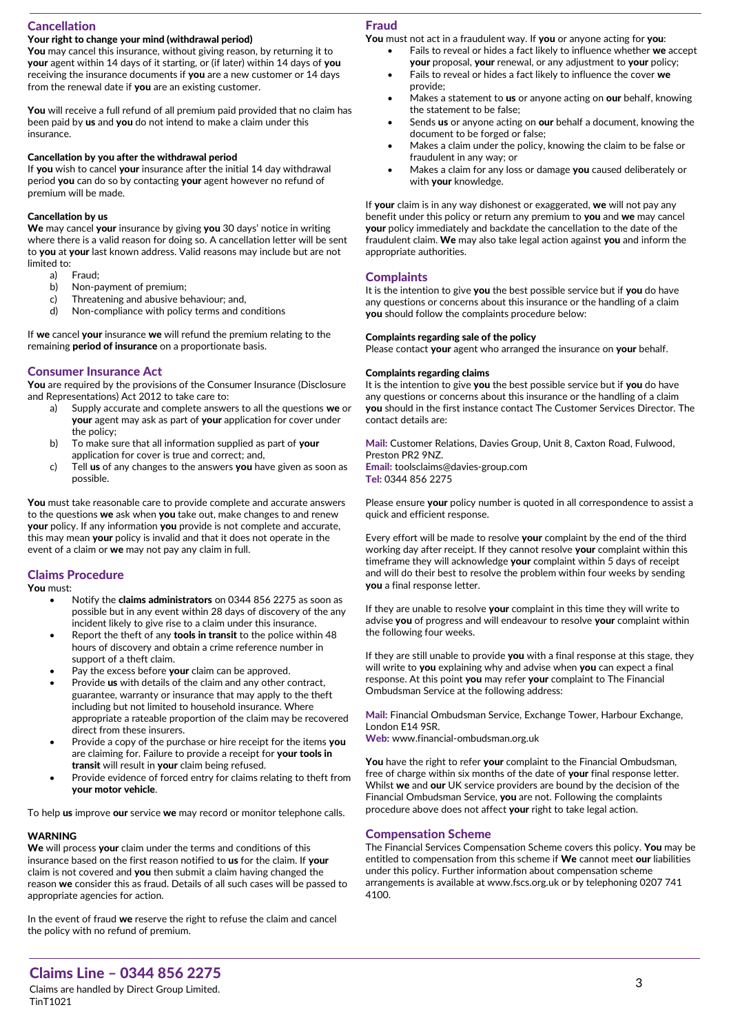## Cancellation

### Your right to change your mind (withdrawal period)

**You** may cancel this insurance, without giving reason, by returning it to **your** agent within 14 days of it starting, or (if later) within 14 days of **you** receiving the insurance documents if **you** are a new customer or 14 days from the renewal date if **you** are an existing customer.

**You** will receive a full refund of all premium paid provided that no claim has been paid by **us** and **you** do not intend to make a claim under this insurance.

### Cancellation by you after the withdrawal period

If **you** wish to cancel **your** insurance after the initial 14 day withdrawal period **you** can do so by contacting **your** agent however no refund of premium will be made.

### Cancellation by us

**We** may cancel **your** insurance by giving **you** 30 days' notice in writing where there is a valid reason for doing so. A cancellation letter will be sent to **you** at **your** last known address. Valid reasons may include but are not limited to:

a) Fraud;
b) Non-payment of premium;
c) Threatening and abusive behaviour; and,
d) Non-compliance with policy terms and conditions

If **we** cancel **your** insurance **we** will refund the premium relating to the remaining **period of insurance** on a proportionate basis.

## Consumer Insurance Act

**You** are required by the provisions of the Consumer Insurance (Disclosure and Representations) Act 2012 to take care to:

a) Supply accurate and complete answers to all the questions **we** or **your** agent may ask as part of **your** application for cover under the policy;
b) To make sure that all information supplied as part of **your** application for cover is true and correct; and,
c) Tell **us** of any changes to the answers **you** have given as soon as possible.

**You** must take reasonable care to provide complete and accurate answers to the questions **we** ask when **you** take out, make changes to and renew **your** policy. If any information **you** provide is not complete and accurate, this may mean **your** policy is invalid and that it does not operate in the event of a claim or **we** may not pay any claim in full.

## Claims Procedure

**You** must:

- Notify the **claims administrators** on 0344 856 2275 as soon as possible but in any event within 28 days of discovery of the any incident likely to give rise to a claim under this insurance.
- Report the theft of any **tools in transit** to the police within 48 hours of discovery and obtain a crime reference number in support of a theft claim.
- Pay the excess before **your** claim can be approved.
- Provide **us** with details of the claim and any other contract, guarantee, warranty or insurance that may apply to the theft including but not limited to household insurance. Where appropriate a rateable proportion of the claim may be recovered direct from these insurers.
- Provide a copy of the purchase or hire receipt for the items **you** are claiming for. Failure to provide a receipt for **your tools in transit** will result in **your** claim being refused.
- Provide evidence of forced entry for claims relating to theft from **your motor vehicle**.

To help **us** improve **our** service **we** may record or monitor telephone calls.

### WARNING

**We** will process **your** claim under the terms and conditions of this insurance based on the first reason notified to **us** for the claim. If **your** claim is not covered and **you** then submit a claim having changed the reason **we** consider this as fraud. Details of all such cases will be passed to appropriate agencies for action.

In the event of fraud **we** reserve the right to refuse the claim and cancel the policy with no refund of premium.

## Fraud

**You** must not act in a fraudulent way. If **you** or anyone acting for **you**:

- Fails to reveal or hides a fact likely to influence whether **we** accept **your** proposal, **your** renewal, or any adjustment to **your** policy;
- Fails to reveal or hides a fact likely to influence the cover **we** provide;
- Makes a statement to **us** or anyone acting on **our** behalf, knowing the statement to be false;
- Sends **us** or anyone acting on **our** behalf a document, knowing the document to be forged or false;
- Makes a claim under the policy, knowing the claim to be false or fraudulent in any way; or
- Makes a claim for any loss or damage **you** caused deliberately or with **your** knowledge.

If **your** claim is in any way dishonest or exaggerated, **we** will not pay any benefit under this policy or return any premium to **you** and **we** may cancel **your** policy immediately and backdate the cancellation to the date of the fraudulent claim. **We** may also take legal action against **you** and inform the appropriate authorities.

## Complaints

It is the intention to give **you** the best possible service but if **you** do have any questions or concerns about this insurance or the handling of a claim **you** should follow the complaints procedure below:

### Complaints regarding sale of the policy

Please contact **your** agent who arranged the insurance on **your** behalf.

### Complaints regarding claims

It is the intention to give **you** the best possible service but if **you** do have any questions or concerns about this insurance or the handling of a claim **you** should in the first instance contact The Customer Services Director. The contact details are:

**Mail:** Customer Relations, Davies Group, Unit 8, Caxton Road, Fulwood, Preston PR2 9NZ.
**Email:** toolsclaims@davies-group.com
**Tel:** 0344 856 2275

Please ensure **your** policy number is quoted in all correspondence to assist a quick and efficient response.

Every effort will be made to resolve **your** complaint by the end of the third working day after receipt. If they cannot resolve **your** complaint within this timeframe they will acknowledge **your** complaint within 5 days of receipt and will do their best to resolve the problem within four weeks by sending **you** a final response letter.

If they are unable to resolve **your** complaint in this time they will write to advise **you** of progress and will endeavour to resolve **your** complaint within the following four weeks.

If they are still unable to provide **you** with a final response at this stage, they will write to **you** explaining why and advise when **you** can expect a final response. At this point **you** may refer **your** complaint to The Financial Ombudsman Service at the following address:

**Mail:** Financial Ombudsman Service, Exchange Tower, Harbour Exchange, London E14 9SR.
**Web:** www.financial-ombudsman.org.uk

**You** have the right to refer **your** complaint to the Financial Ombudsman, free of charge within six months of the date of **your** final response letter. Whilst **we** and **our** UK service providers are bound by the decision of the Financial Ombudsman Service, **you** are not. Following the complaints procedure above does not affect **your** right to take legal action.

## Compensation Scheme

The Financial Services Compensation Scheme covers this policy. **You** may be entitled to compensation from this scheme if **We** cannot meet **our** liabilities under this policy. Further information about compensation scheme arrangements is available at www.fscs.org.uk or by telephoning 0207 741 4100.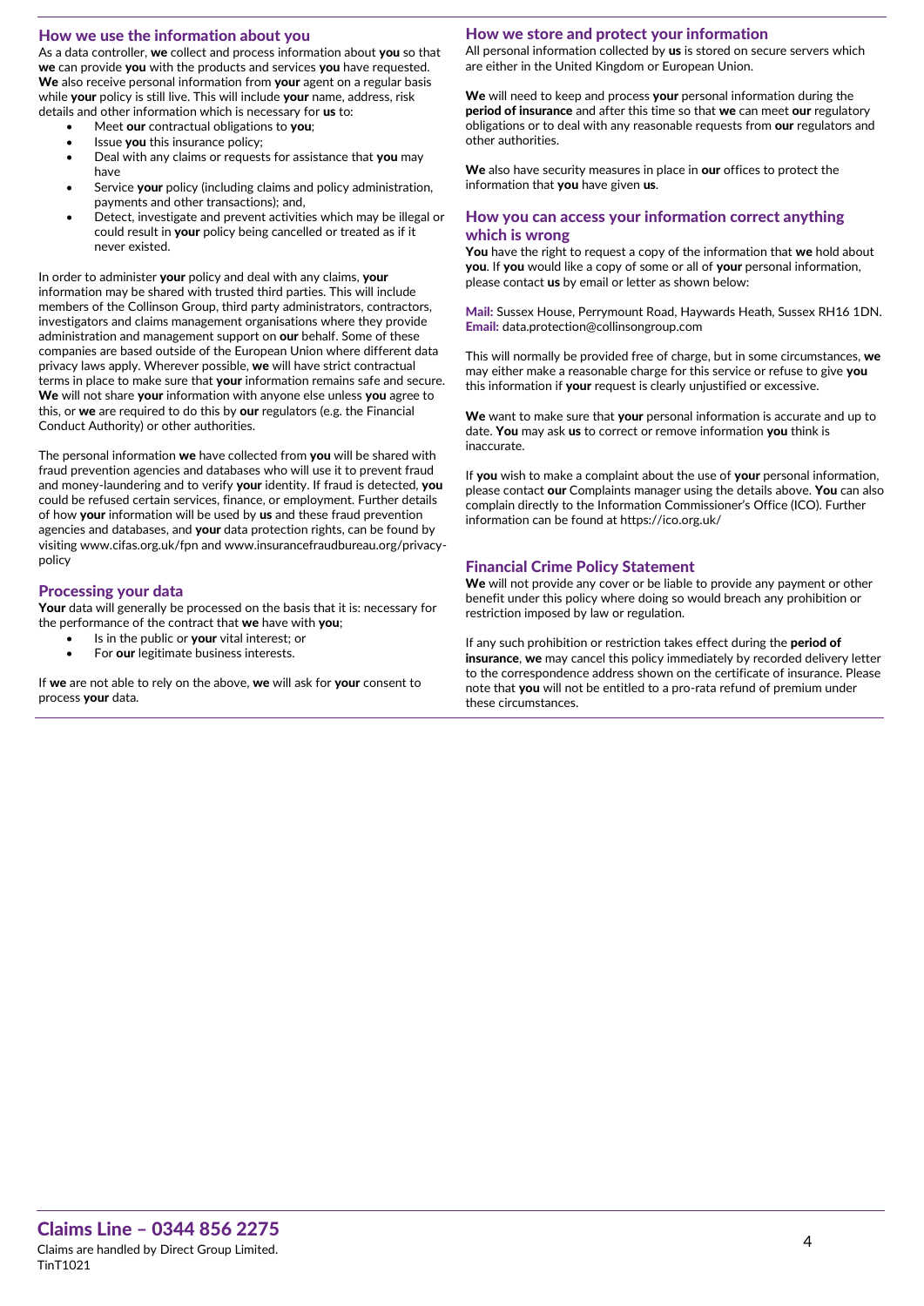## How we use the information about you

As a data controller, **we** collect and process information about **you** so that **we** can provide **you** with the products and services **you** have requested. **We** also receive personal information from **your** agent on a regular basis while **your** policy is still live. This will include **your** name, address, risk details and other information which is necessary for **us** to:

- Meet **our** contractual obligations to **you**;
- Issue **you** this insurance policy;
- Deal with any claims or requests for assistance that **you** may have
- Service **your** policy (including claims and policy administration, payments and other transactions); and,
- Detect, investigate and prevent activities which may be illegal or could result in **your** policy being cancelled or treated as if it never existed.

In order to administer **your** policy and deal with any claims, **your** information may be shared with trusted third parties. This will include members of the Collinson Group, third party administrators, contractors, investigators and claims management organisations where they provide administration and management support on **our** behalf. Some of these companies are based outside of the European Union where different data privacy laws apply. Wherever possible, **we** will have strict contractual terms in place to make sure that **your** information remains safe and secure. **We** will not share **your** information with anyone else unless **you** agree to this, or **we** are required to do this by **our** regulators (e.g. the Financial Conduct Authority) or other authorities.

The personal information **we** have collected from **you** will be shared with fraud prevention agencies and databases who will use it to prevent fraud and money-laundering and to verify **your** identity. If fraud is detected, **you** could be refused certain services, finance, or employment. Further details of how **your** information will be used by **us** and these fraud prevention agencies and databases, and **your** data protection rights, can be found by visiting www.cifas.org.uk/fpn and www.insurancefraudbureau.org/privacy-policy

## Processing your data

**Your** data will generally be processed on the basis that it is: necessary for the performance of the contract that **we** have with **you**;

- Is in the public or **your** vital interest; or
- For **our** legitimate business interests.

If **we** are not able to rely on the above, **we** will ask for **your** consent to process **your** data.

## How we store and protect your information

All personal information collected by **us** is stored on secure servers which are either in the United Kingdom or European Union.

**We** will need to keep and process **your** personal information during the **period of insurance** and after this time so that **we** can meet **our** regulatory obligations or to deal with any reasonable requests from **our** regulators and other authorities.

**We** also have security measures in place in **our** offices to protect the information that **you** have given **us**.

## How you can access your information correct anything which is wrong

**You** have the right to request a copy of the information that **we** hold about **you**. If **you** would like a copy of some or all of **your** personal information, please contact **us** by email or letter as shown below:

**Mail:** Sussex House, Perrymount Road, Haywards Heath, Sussex RH16 1DN.
**Email:** data.protection@collinsongroup.com

This will normally be provided free of charge, but in some circumstances, **we** may either make a reasonable charge for this service or refuse to give **you** this information if **your** request is clearly unjustified or excessive.

**We** want to make sure that **your** personal information is accurate and up to date. **You** may ask **us** to correct or remove information **you** think is inaccurate.

If **you** wish to make a complaint about the use of **your** personal information, please contact **our** Complaints manager using the details above. **You** can also complain directly to the Information Commissioner's Office (ICO). Further information can be found at https://ico.org.uk/

## Financial Crime Policy Statement

**We** will not provide any cover or be liable to provide any payment or other benefit under this policy where doing so would breach any prohibition or restriction imposed by law or regulation.

If any such prohibition or restriction takes effect during the **period of insurance**, **we** may cancel this policy immediately by recorded delivery letter to the correspondence address shown on the certificate of insurance. Please note that **you** will not be entitled to a pro-rata refund of premium under these circumstances.